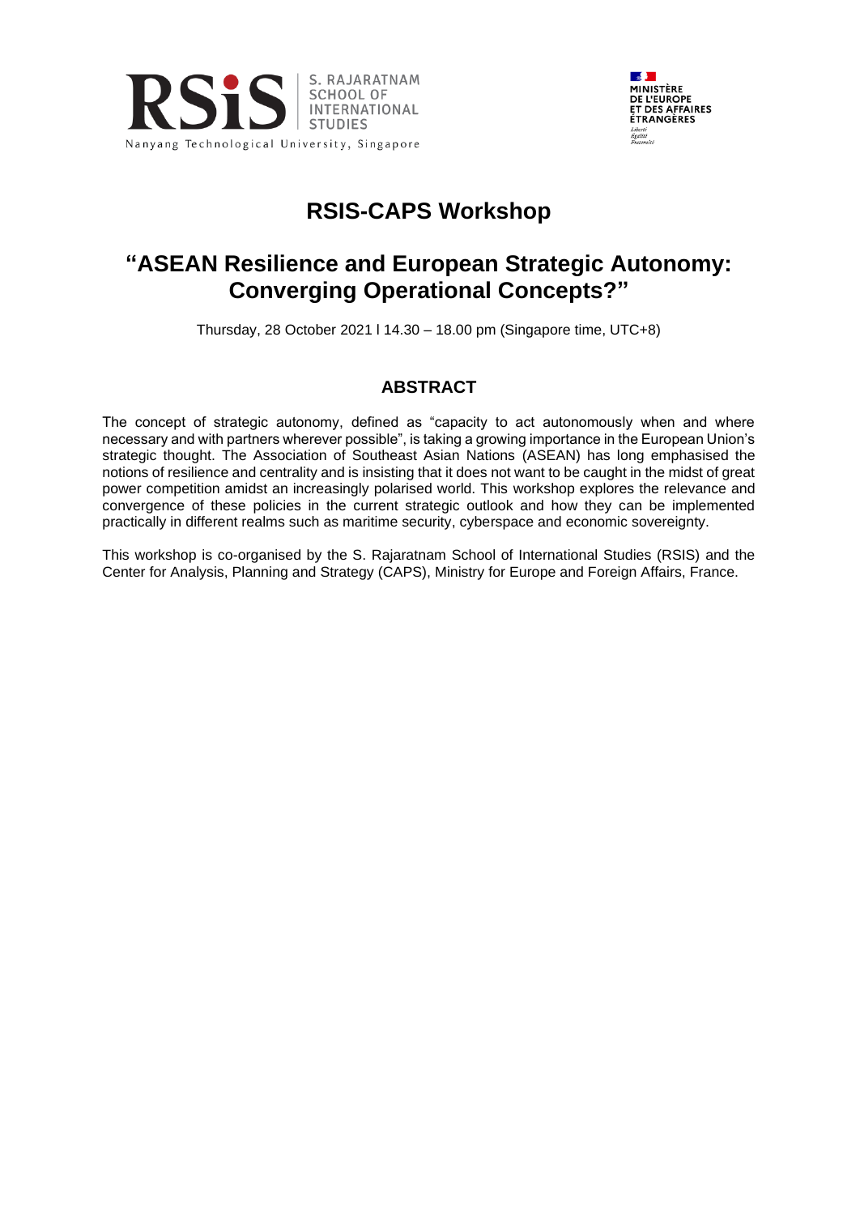S. RAJARATNAM SCHOOL OF INTERNATIONAL STUDIES
Nanyang Technological University, Singapore

MINISTÈRE DE L'EUROPE ET DES AFFAIRES ÉTRANGÈRES
Liberté Égalité Fraternité

# RSIS-CAPS Workshop

# "ASEAN Resilience and European Strategic Autonomy: Converging Operational Concepts?"

Thursday, 28 October 2021 l 14.30 – 18.00 pm (Singapore time, UTC+8)

## ABSTRACT

The concept of strategic autonomy, defined as "capacity to act autonomously when and where necessary and with partners wherever possible", is taking a growing importance in the European Union's strategic thought. The Association of Southeast Asian Nations (ASEAN) has long emphasised the notions of resilience and centrality and is insisting that it does not want to be caught in the midst of great power competition amidst an increasingly polarised world. This workshop explores the relevance and convergence of these policies in the current strategic outlook and how they can be implemented practically in different realms such as maritime security, cyberspace and economic sovereignty.

This workshop is co-organised by the S. Rajaratnam School of International Studies (RSIS) and the Center for Analysis, Planning and Strategy (CAPS), Ministry for Europe and Foreign Affairs, France.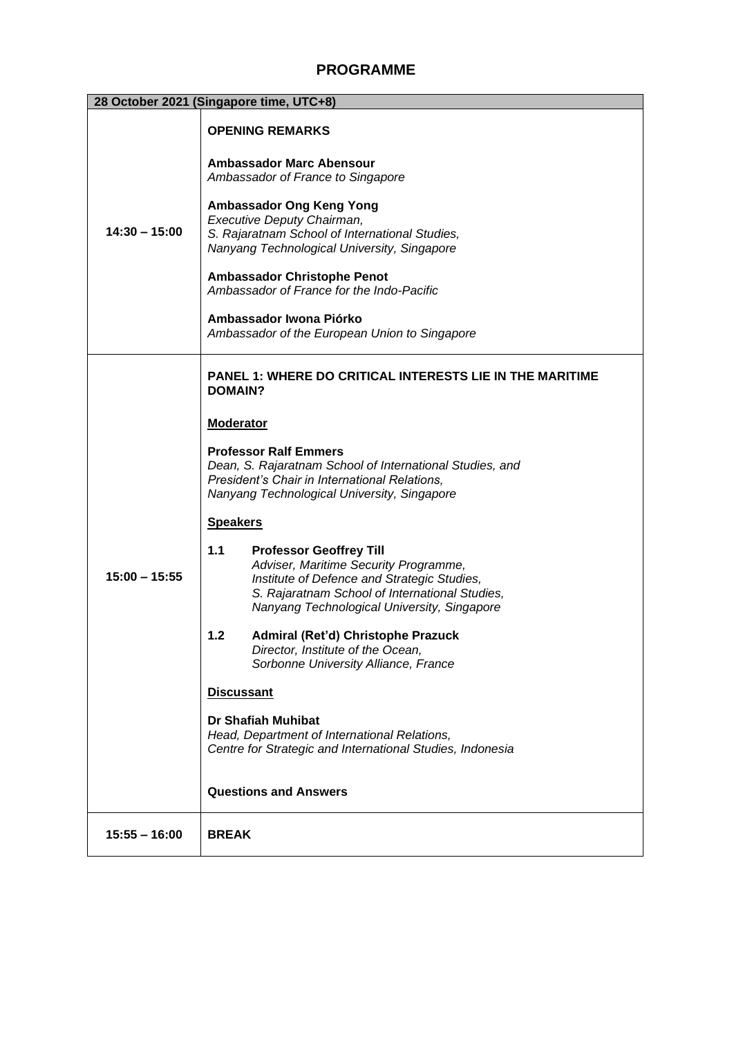## PROGRAMME

| 28 October 2021 (Singapore time, UTC+8) | |
|---|---|
| **14:30 – 15:00** | **OPENING REMARKS**<br><br>**Ambassador Marc Abensour**<br>*Ambassador of France to Singapore*<br><br>**Ambassador Ong Keng Yong**<br>*Executive Deputy Chairman,*<br>*S. Rajaratnam School of International Studies,*<br>*Nanyang Technological University, Singapore*<br><br>**Ambassador Christophe Penot**<br>*Ambassador of France for the Indo-Pacific*<br><br>**Ambassador Iwona Piórko**<br>*Ambassador of the European Union to Singapore* |
| **15:00 – 15:55** | **PANEL 1: WHERE DO CRITICAL INTERESTS LIE IN THE MARITIME DOMAIN?**<br><br>**Moderator**<br><br>**Professor Ralf Emmers**<br>*Dean, S. Rajaratnam School of International Studies, and*<br>*President's Chair in International Relations,*<br>*Nanyang Technological University, Singapore*<br><br>**Speakers**<br><br>**1.1 Professor Geoffrey Till**<br>*Adviser, Maritime Security Programme,*<br>*Institute of Defence and Strategic Studies,*<br>*S. Rajaratnam School of International Studies,*<br>*Nanyang Technological University, Singapore*<br><br>**1.2 Admiral (Ret'd) Christophe Prazuck**<br>*Director, Institute of the Ocean,*<br>*Sorbonne University Alliance, France*<br><br>**Discussant**<br><br>**Dr Shafiah Muhibat**<br>*Head, Department of International Relations,*<br>*Centre for Strategic and International Studies, Indonesia*<br><br>**Questions and Answers** |
| **15:55 – 16:00** | **BREAK** |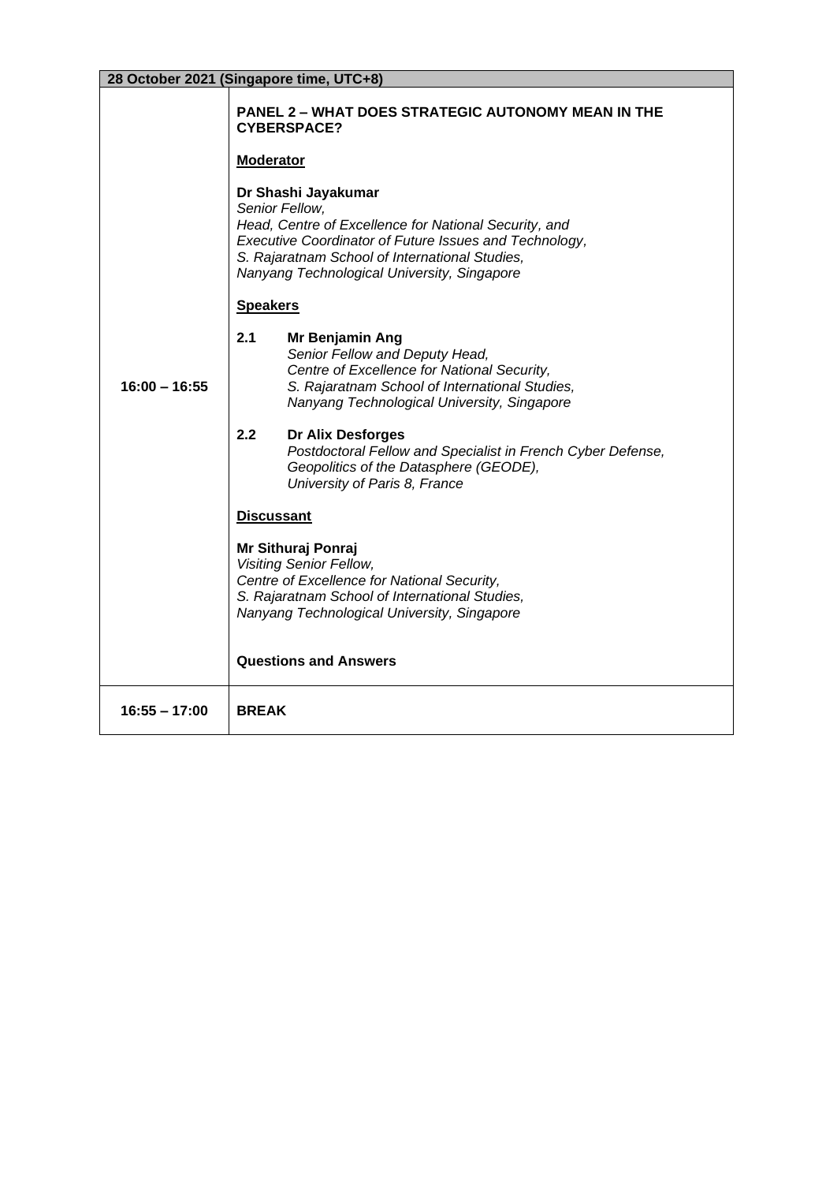| 28 October 2021 (Singapore time, UTC+8) | |
|---|---|
| **16:00 – 16:55** | **PANEL 2 – WHAT DOES STRATEGIC AUTONOMY MEAN IN THE CYBERSPACE?**<br><br>**Moderator**<br><br>**Dr Shashi Jayakumar**<br>*Senior Fellow,*<br>*Head, Centre of Excellence for National Security, and*<br>*Executive Coordinator of Future Issues and Technology,*<br>*S. Rajaratnam School of International Studies,*<br>*Nanyang Technological University, Singapore*<br><br>**Speakers**<br><br>**2.1 Mr Benjamin Ang**<br>*Senior Fellow and Deputy Head,*<br>*Centre of Excellence for National Security,*<br>*S. Rajaratnam School of International Studies,*<br>*Nanyang Technological University, Singapore*<br><br>**2.2 Dr Alix Desforges**<br>*Postdoctoral Fellow and Specialist in French Cyber Defense,*<br>*Geopolitics of the Datasphere (GEODE),*<br>*University of Paris 8, France*<br><br>**Discussant**<br><br>**Mr Sithuraj Ponraj**<br>*Visiting Senior Fellow,*<br>*Centre of Excellence for National Security,*<br>*S. Rajaratnam School of International Studies,*<br>*Nanyang Technological University, Singapore*<br><br>**Questions and Answers** |
| **16:55 – 17:00** | **BREAK** |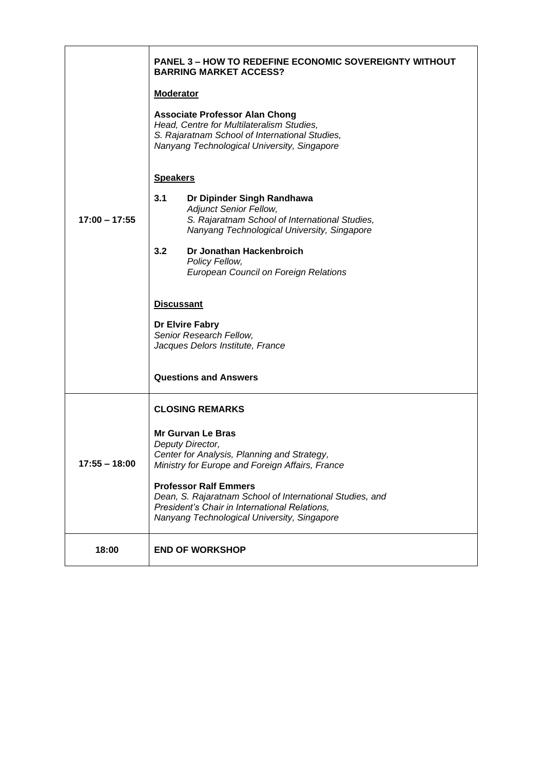| | |
|---|---|
| **17:00 – 17:55** | **PANEL 3 – HOW TO REDEFINE ECONOMIC SOVEREIGNTY WITHOUT BARRING MARKET ACCESS?**<br><br>**Moderator**<br><br>**Associate Professor Alan Chong**<br>*Head, Centre for Multilateralism Studies,*<br>*S. Rajaratnam School of International Studies,*<br>*Nanyang Technological University, Singapore*<br><br>**Speakers**<br><br>**3.1 Dr Dipinder Singh Randhawa**<br>*Adjunct Senior Fellow,*<br>*S. Rajaratnam School of International Studies,*<br>*Nanyang Technological University, Singapore*<br><br>**3.2 Dr Jonathan Hackenbroich**<br>*Policy Fellow,*<br>*European Council on Foreign Relations*<br><br>**Discussant**<br><br>**Dr Elvire Fabry**<br>*Senior Research Fellow,*<br>*Jacques Delors Institute, France*<br><br>**Questions and Answers** |
| **17:55 – 18:00** | **CLOSING REMARKS**<br><br>**Mr Gurvan Le Bras**<br>*Deputy Director,*<br>*Center for Analysis, Planning and Strategy,*<br>*Ministry for Europe and Foreign Affairs, France*<br><br>**Professor Ralf Emmers**<br>*Dean, S. Rajaratnam School of International Studies, and*<br>*President's Chair in International Relations,*<br>*Nanyang Technological University, Singapore* |
| **18:00** | **END OF WORKSHOP** |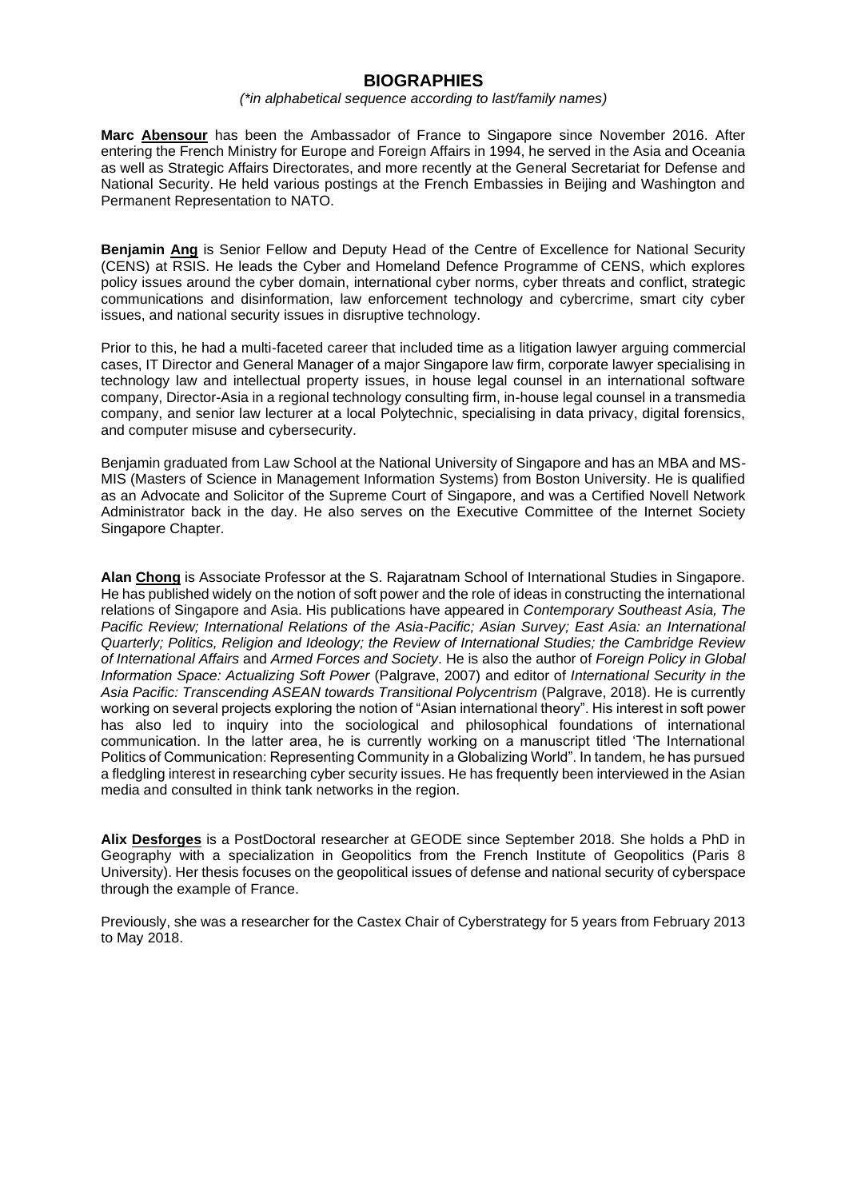# BIOGRAPHIES

*(\*in alphabetical sequence according to last/family names)*

**Marc <u>Abensour</u>** has been the Ambassador of France to Singapore since November 2016. After entering the French Ministry for Europe and Foreign Affairs in 1994, he served in the Asia and Oceania as well as Strategic Affairs Directorates, and more recently at the General Secretariat for Defense and National Security. He held various postings at the French Embassies in Beijing and Washington and Permanent Representation to NATO.

**Benjamin <u>Ang</u>** is Senior Fellow and Deputy Head of the Centre of Excellence for National Security (CENS) at RSIS. He leads the Cyber and Homeland Defence Programme of CENS, which explores policy issues around the cyber domain, international cyber norms, cyber threats and conflict, strategic communications and disinformation, law enforcement technology and cybercrime, smart city cyber issues, and national security issues in disruptive technology.

Prior to this, he had a multi-faceted career that included time as a litigation lawyer arguing commercial cases, IT Director and General Manager of a major Singapore law firm, corporate lawyer specialising in technology law and intellectual property issues, in house legal counsel in an international software company, Director-Asia in a regional technology consulting firm, in-house legal counsel in a transmedia company, and senior law lecturer at a local Polytechnic, specialising in data privacy, digital forensics, and computer misuse and cybersecurity.

Benjamin graduated from Law School at the National University of Singapore and has an MBA and MS-MIS (Masters of Science in Management Information Systems) from Boston University. He is qualified as an Advocate and Solicitor of the Supreme Court of Singapore, and was a Certified Novell Network Administrator back in the day. He also serves on the Executive Committee of the Internet Society Singapore Chapter.

**Alan <u>Chong</u>** is Associate Professor at the S. Rajaratnam School of International Studies in Singapore. He has published widely on the notion of soft power and the role of ideas in constructing the international relations of Singapore and Asia. His publications have appeared in *Contemporary Southeast Asia, The Pacific Review; International Relations of the Asia-Pacific; Asian Survey; East Asia: an International Quarterly; Politics, Religion and Ideology; the Review of International Studies; the Cambridge Review of International Affairs* and *Armed Forces and Society*. He is also the author of *Foreign Policy in Global Information Space: Actualizing Soft Power* (Palgrave, 2007) and editor of *International Security in the Asia Pacific: Transcending ASEAN towards Transitional Polycentrism* (Palgrave, 2018). He is currently working on several projects exploring the notion of "Asian international theory". His interest in soft power has also led to inquiry into the sociological and philosophical foundations of international communication. In the latter area, he is currently working on a manuscript titled 'The International Politics of Communication: Representing Community in a Globalizing World". In tandem, he has pursued a fledgling interest in researching cyber security issues. He has frequently been interviewed in the Asian media and consulted in think tank networks in the region.

**Alix <u>Desforges</u>** is a PostDoctoral researcher at GEODE since September 2018. She holds a PhD in Geography with a specialization in Geopolitics from the French Institute of Geopolitics (Paris 8 University). Her thesis focuses on the geopolitical issues of defense and national security of cyberspace through the example of France.

Previously, she was a researcher for the Castex Chair of Cyberstrategy for 5 years from February 2013 to May 2018.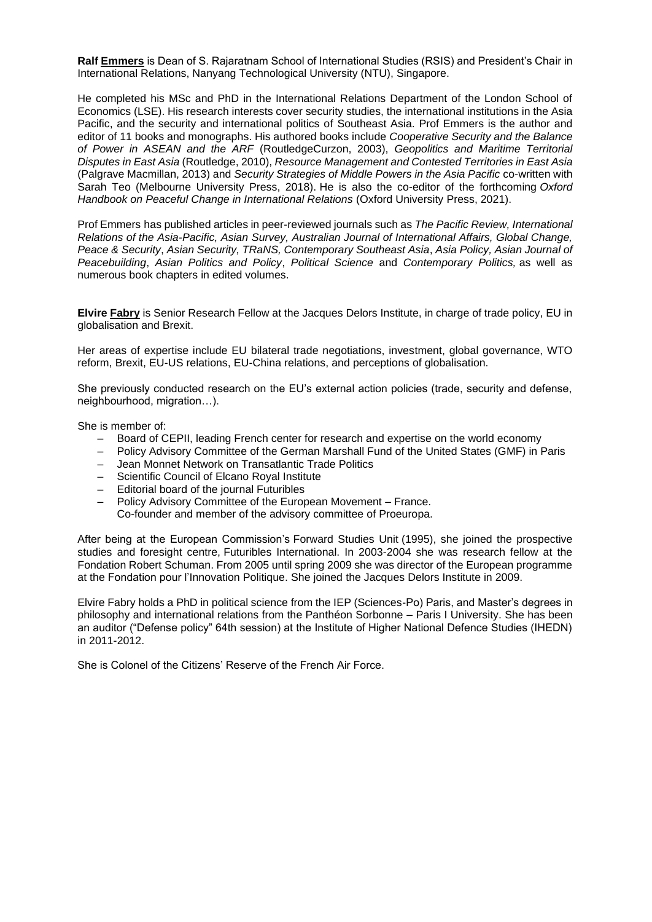**Ralf Emmers** is Dean of S. Rajaratnam School of International Studies (RSIS) and President's Chair in International Relations, Nanyang Technological University (NTU), Singapore.

He completed his MSc and PhD in the International Relations Department of the London School of Economics (LSE). His research interests cover security studies, the international institutions in the Asia Pacific, and the security and international politics of Southeast Asia. Prof Emmers is the author and editor of 11 books and monographs. His authored books include *Cooperative Security and the Balance of Power in ASEAN and the ARF* (RoutledgeCurzon, 2003), *Geopolitics and Maritime Territorial Disputes in East Asia* (Routledge, 2010), *Resource Management and Contested Territories in East Asia* (Palgrave Macmillan, 2013) and *Security Strategies of Middle Powers in the Asia Pacific* co-written with Sarah Teo (Melbourne University Press, 2018). He is also the co-editor of the forthcoming *Oxford Handbook on Peaceful Change in International Relations* (Oxford University Press, 2021).

Prof Emmers has published articles in peer-reviewed journals such as *The Pacific Review, International Relations of the Asia-Pacific, Asian Survey, Australian Journal of International Affairs, Global Change, Peace & Security*, *Asian Security, TRaNS, Contemporary Southeast Asia*, *Asia Policy, Asian Journal of Peacebuilding*, *Asian Politics and Policy*, *Political Science* and *Contemporary Politics,* as well as numerous book chapters in edited volumes.

**Elvire Fabry** is Senior Research Fellow at the Jacques Delors Institute, in charge of trade policy, EU in globalisation and Brexit.

Her areas of expertise include EU bilateral trade negotiations, investment, global governance, WTO reform, Brexit, EU-US relations, EU-China relations, and perceptions of globalisation.

She previously conducted research on the EU's external action policies (trade, security and defense, neighbourhood, migration…).

She is member of:

- Board of CEPII, leading French center for research and expertise on the world economy
- Policy Advisory Committee of the German Marshall Fund of the United States (GMF) in Paris
- Jean Monnet Network on Transatlantic Trade Politics
- Scientific Council of Elcano Royal Institute
- Editorial board of the journal Futuribles
- Policy Advisory Committee of the European Movement – France.
  Co-founder and member of the advisory committee of Proeuropa.

After being at the European Commission's Forward Studies Unit (1995), she joined the prospective studies and foresight centre, Futuribles International. In 2003-2004 she was research fellow at the Fondation Robert Schuman. From 2005 until spring 2009 she was director of the European programme at the Fondation pour l'Innovation Politique. She joined the Jacques Delors Institute in 2009.

Elvire Fabry holds a PhD in political science from the IEP (Sciences-Po) Paris, and Master's degrees in philosophy and international relations from the Panthéon Sorbonne – Paris I University. She has been an auditor ("Defense policy" 64th session) at the Institute of Higher National Defence Studies (IHEDN) in 2011-2012.

She is Colonel of the Citizens' Reserve of the French Air Force.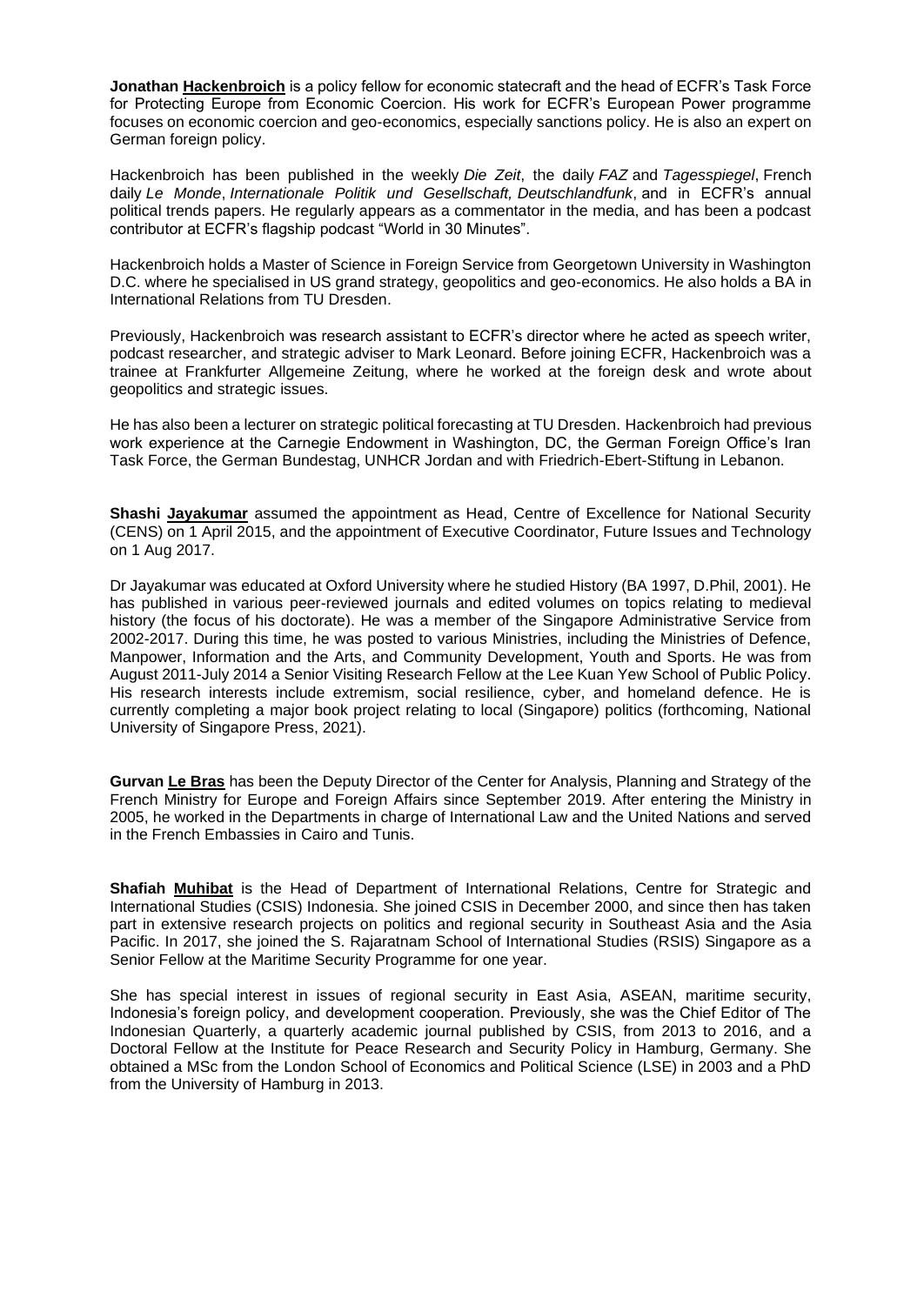**Jonathan Hackenbroich** is a policy fellow for economic statecraft and the head of ECFR's Task Force for Protecting Europe from Economic Coercion. His work for ECFR's European Power programme focuses on economic coercion and geo-economics, especially sanctions policy. He is also an expert on German foreign policy.

Hackenbroich has been published in the weekly *Die Zeit*, the daily *FAZ* and *Tagesspiegel*, French daily *Le Monde*, *Internationale Politik und Gesellschaft, Deutschlandfunk*, and in ECFR's annual political trends papers. He regularly appears as a commentator in the media, and has been a podcast contributor at ECFR's flagship podcast "World in 30 Minutes".

Hackenbroich holds a Master of Science in Foreign Service from Georgetown University in Washington D.C. where he specialised in US grand strategy, geopolitics and geo-economics. He also holds a BA in International Relations from TU Dresden.

Previously, Hackenbroich was research assistant to ECFR's director where he acted as speech writer, podcast researcher, and strategic adviser to Mark Leonard. Before joining ECFR, Hackenbroich was a trainee at Frankfurter Allgemeine Zeitung, where he worked at the foreign desk and wrote about geopolitics and strategic issues.

He has also been a lecturer on strategic political forecasting at TU Dresden. Hackenbroich had previous work experience at the Carnegie Endowment in Washington, DC, the German Foreign Office's Iran Task Force, the German Bundestag, UNHCR Jordan and with Friedrich-Ebert-Stiftung in Lebanon.

**Shashi Jayakumar** assumed the appointment as Head, Centre of Excellence for National Security (CENS) on 1 April 2015, and the appointment of Executive Coordinator, Future Issues and Technology on 1 Aug 2017.

Dr Jayakumar was educated at Oxford University where he studied History (BA 1997, D.Phil, 2001). He has published in various peer-reviewed journals and edited volumes on topics relating to medieval history (the focus of his doctorate). He was a member of the Singapore Administrative Service from 2002-2017. During this time, he was posted to various Ministries, including the Ministries of Defence, Manpower, Information and the Arts, and Community Development, Youth and Sports. He was from August 2011-July 2014 a Senior Visiting Research Fellow at the Lee Kuan Yew School of Public Policy. His research interests include extremism, social resilience, cyber, and homeland defence. He is currently completing a major book project relating to local (Singapore) politics (forthcoming, National University of Singapore Press, 2021).

**Gurvan Le Bras** has been the Deputy Director of the Center for Analysis, Planning and Strategy of the French Ministry for Europe and Foreign Affairs since September 2019. After entering the Ministry in 2005, he worked in the Departments in charge of International Law and the United Nations and served in the French Embassies in Cairo and Tunis.

**Shafiah Muhibat** is the Head of Department of International Relations, Centre for Strategic and International Studies (CSIS) Indonesia. She joined CSIS in December 2000, and since then has taken part in extensive research projects on politics and regional security in Southeast Asia and the Asia Pacific. In 2017, she joined the S. Rajaratnam School of International Studies (RSIS) Singapore as a Senior Fellow at the Maritime Security Programme for one year.

She has special interest in issues of regional security in East Asia, ASEAN, maritime security, Indonesia's foreign policy, and development cooperation. Previously, she was the Chief Editor of The Indonesian Quarterly, a quarterly academic journal published by CSIS, from 2013 to 2016, and a Doctoral Fellow at the Institute for Peace Research and Security Policy in Hamburg, Germany. She obtained a MSc from the London School of Economics and Political Science (LSE) in 2003 and a PhD from the University of Hamburg in 2013.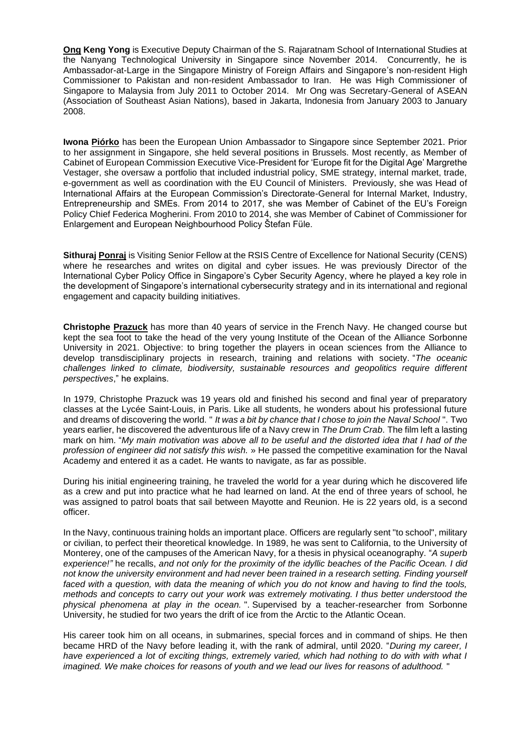**<u>Ong</u> Keng Yong** is Executive Deputy Chairman of the S. Rajaratnam School of International Studies at the Nanyang Technological University in Singapore since November 2014. Concurrently, he is Ambassador-at-Large in the Singapore Ministry of Foreign Affairs and Singapore's non-resident High Commissioner to Pakistan and non-resident Ambassador to Iran. He was High Commissioner of Singapore to Malaysia from July 2011 to October 2014. Mr Ong was Secretary-General of ASEAN (Association of Southeast Asian Nations), based in Jakarta, Indonesia from January 2003 to January 2008.

**Iwona <u>Piórko</u>** has been the European Union Ambassador to Singapore since September 2021. Prior to her assignment in Singapore, she held several positions in Brussels. Most recently, as Member of Cabinet of European Commission Executive Vice-President for 'Europe fit for the Digital Age' Margrethe Vestager, she oversaw a portfolio that included industrial policy, SME strategy, internal market, trade, e-government as well as coordination with the EU Council of Ministers. Previously, she was Head of International Affairs at the European Commission's Directorate-General for Internal Market, Industry, Entrepreneurship and SMEs. From 2014 to 2017, she was Member of Cabinet of the EU's Foreign Policy Chief Federica Mogherini. From 2010 to 2014, she was Member of Cabinet of Commissioner for Enlargement and European Neighbourhood Policy Štefan Füle.

**Sithuraj <u>Ponraj</u>** is Visiting Senior Fellow at the RSIS Centre of Excellence for National Security (CENS) where he researches and writes on digital and cyber issues. He was previously Director of the International Cyber Policy Office in Singapore's Cyber Security Agency, where he played a key role in the development of Singapore's international cybersecurity strategy and in its international and regional engagement and capacity building initiatives.

**Christophe <u>Prazuck</u>** has more than 40 years of service in the French Navy. He changed course but kept the sea foot to take the head of the very young Institute of the Ocean of the Alliance Sorbonne University in 2021. Objective: to bring together the players in ocean sciences from the Alliance to develop transdisciplinary projects in research, training and relations with society. "*The oceanic challenges linked to climate, biodiversity, sustainable resources and geopolitics require different perspectives*," he explains.

In 1979, Christophe Prazuck was 19 years old and finished his second and final year of preparatory classes at the Lycée Saint-Louis, in Paris. Like all students, he wonders about his professional future and dreams of discovering the world. " *It was a bit by chance that I chose to join the Naval School* ". Two years earlier, he discovered the adventurous life of a Navy crew in *The Drum Crab*. The film left a lasting mark on him. "*My main motivation was above all to be useful and the distorted idea that I had of the profession of engineer did not satisfy this wish.* » He passed the competitive examination for the Naval Academy and entered it as a cadet. He wants to navigate, as far as possible.

During his initial engineering training, he traveled the world for a year during which he discovered life as a crew and put into practice what he had learned on land. At the end of three years of school, he was assigned to patrol boats that sail between Mayotte and Reunion. He is 22 years old, is a second officer.

In the Navy, continuous training holds an important place. Officers are regularly sent "to school", military or civilian, to perfect their theoretical knowledge. In 1989, he was sent to California, to the University of Monterey, one of the campuses of the American Navy, for a thesis in physical oceanography. "*A superb experience!"* he recalls, *and not only for the proximity of the idyllic beaches of the Pacific Ocean. I did not know the university environment and had never been trained in a research setting. Finding yourself faced with a question, with data the meaning of which you do not know and having to find the tools, methods and concepts to carry out your work was extremely motivating. I thus better understood the physical phenomena at play in the ocean.* ". Supervised by a teacher-researcher from Sorbonne University, he studied for two years the drift of ice from the Arctic to the Atlantic Ocean.

His career took him on all oceans, in submarines, special forces and in command of ships. He then became HRD of the Navy before leading it, with the rank of admiral, until 2020. "*During my career, I have experienced a lot of exciting things, extremely varied, which had nothing to do with with what I imagined. We make choices for reasons of youth and we lead our lives for reasons of adulthood.* "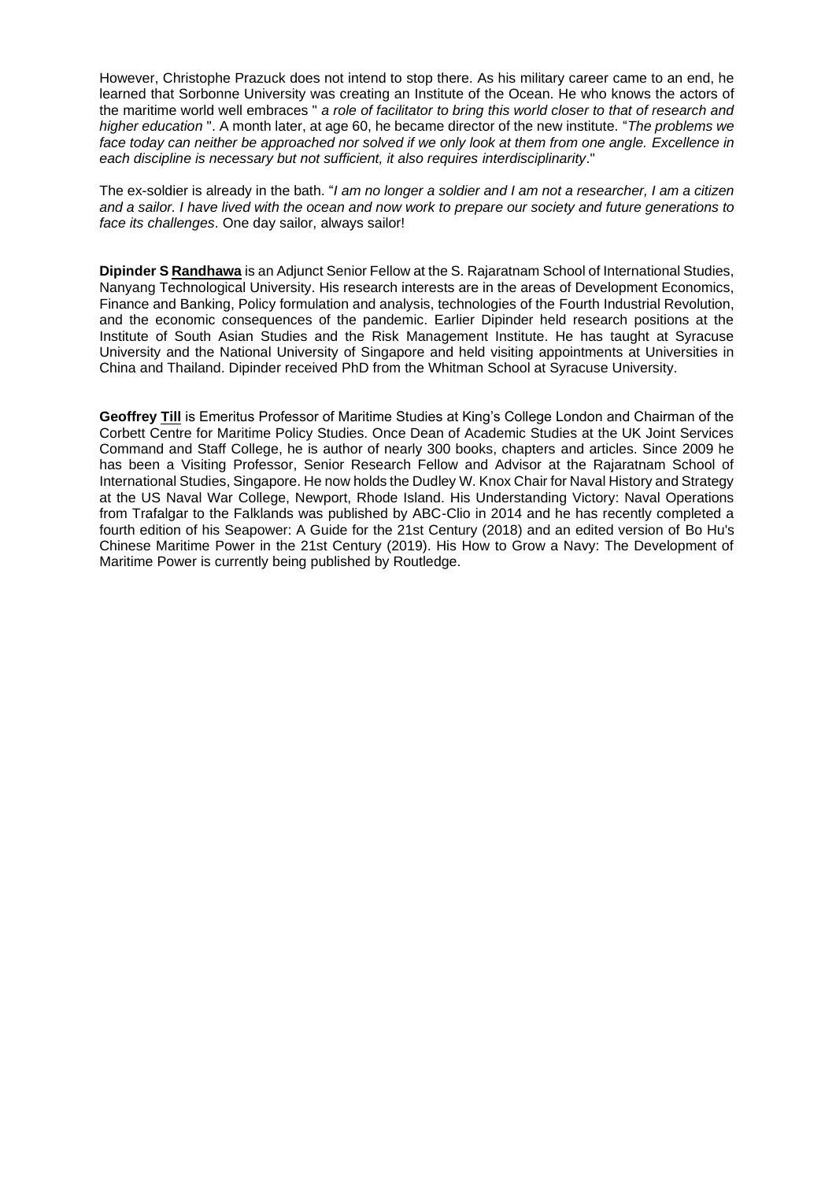However, Christophe Prazuck does not intend to stop there. As his military career came to an end, he learned that Sorbonne University was creating an Institute of the Ocean. He who knows the actors of the maritime world well embraces " *a role of facilitator to bring this world closer to that of research and higher education* ". A month later, at age 60, he became director of the new institute. "*The problems we face today can neither be approached nor solved if we only look at them from one angle. Excellence in each discipline is necessary but not sufficient, it also requires interdisciplinarity*."

The ex-soldier is already in the bath. "*I am no longer a soldier and I am not a researcher, I am a citizen and a sailor. I have lived with the ocean and now work to prepare our society and future generations to face its challenges*. One day sailor, always sailor!

**Dipinder S Randhawa** is an Adjunct Senior Fellow at the S. Rajaratnam School of International Studies, Nanyang Technological University. His research interests are in the areas of Development Economics, Finance and Banking, Policy formulation and analysis, technologies of the Fourth Industrial Revolution, and the economic consequences of the pandemic. Earlier Dipinder held research positions at the Institute of South Asian Studies and the Risk Management Institute. He has taught at Syracuse University and the National University of Singapore and held visiting appointments at Universities in China and Thailand. Dipinder received PhD from the Whitman School at Syracuse University.

**Geoffrey Till** is Emeritus Professor of Maritime Studies at King's College London and Chairman of the Corbett Centre for Maritime Policy Studies. Once Dean of Academic Studies at the UK Joint Services Command and Staff College, he is author of nearly 300 books, chapters and articles. Since 2009 he has been a Visiting Professor, Senior Research Fellow and Advisor at the Rajaratnam School of International Studies, Singapore. He now holds the Dudley W. Knox Chair for Naval History and Strategy at the US Naval War College, Newport, Rhode Island. His Understanding Victory: Naval Operations from Trafalgar to the Falklands was published by ABC-Clio in 2014 and he has recently completed a fourth edition of his Seapower: A Guide for the 21st Century (2018) and an edited version of Bo Hu's Chinese Maritime Power in the 21st Century (2019). His How to Grow a Navy: The Development of Maritime Power is currently being published by Routledge.